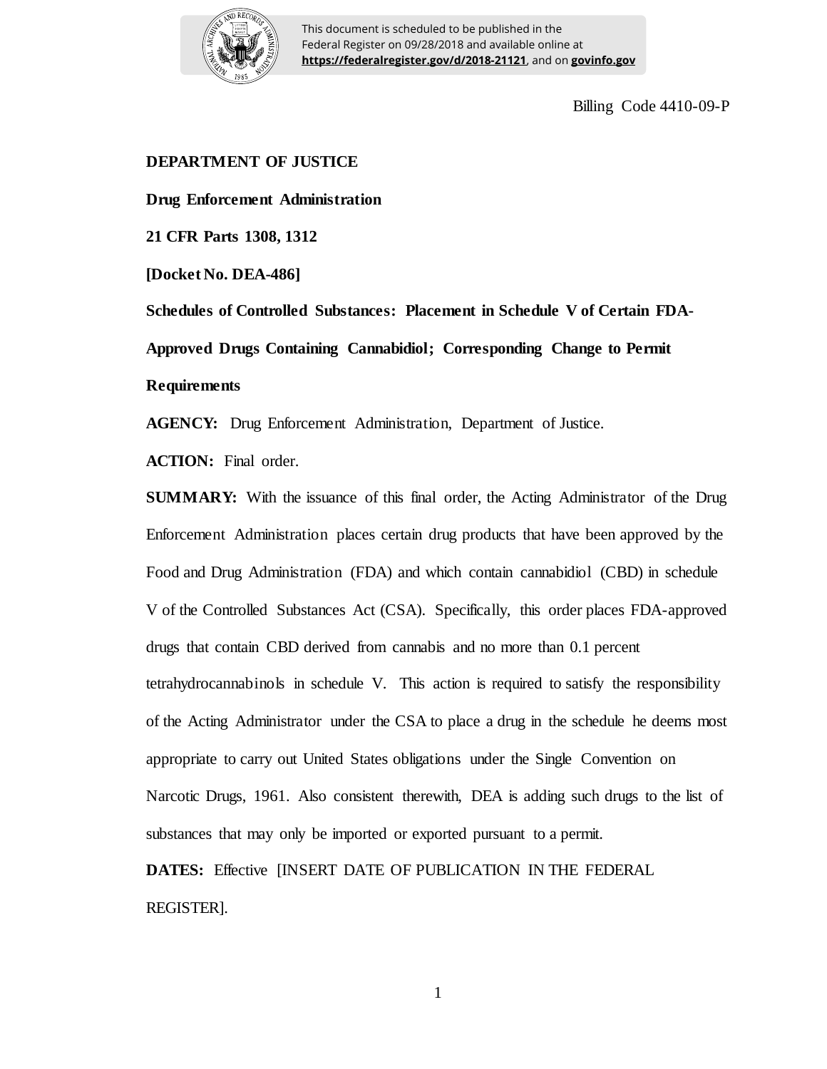This document is scheduled to be published in the Federal Register on 09/28/2018 and available online at **https://federalregister.gov/d/2018-21121**, and on **govinfo.gov**

Billing Code 4410-09-P

**DEPARTMENT OF JUSTICE**

**Drug Enforcement Administration**

**21 CFR Parts 1308, 1312**

**[Docket No. DEA-486]**

**Schedules of Controlled Substances: Placement in Schedule V of Certain FDA-Approved Drugs Containing Cannabidiol; Corresponding Change to Permit Requirements**

**AGENCY:** Drug Enforcement Administration, Department of Justice.

**ACTION:** Final order.

**SUMMARY:** With the issuance of this final order, the Acting Administrator of the Drug Enforcement Administration places certain drug products that have been approved by the Food and Drug Administration (FDA) and which contain cannabidiol (CBD) in schedule V of the Controlled Substances Act (CSA). Specifically, this order places FDA-approved drugs that contain CBD derived from cannabis and no more than 0.1 percent tetrahydrocannabinols in schedule V. This action is required to satisfy the responsibility of the Acting Administrator under the CSA to place a drug in the schedule he deems most appropriate to carry out United States obligations under the Single Convention on Narcotic Drugs, 1961. Also consistent therewith, DEA is adding such drugs to the list of substances that may only be imported or exported pursuant to a permit.

**DATES:** Effective [INSERT DATE OF PUBLICATION IN THE FEDERAL REGISTER].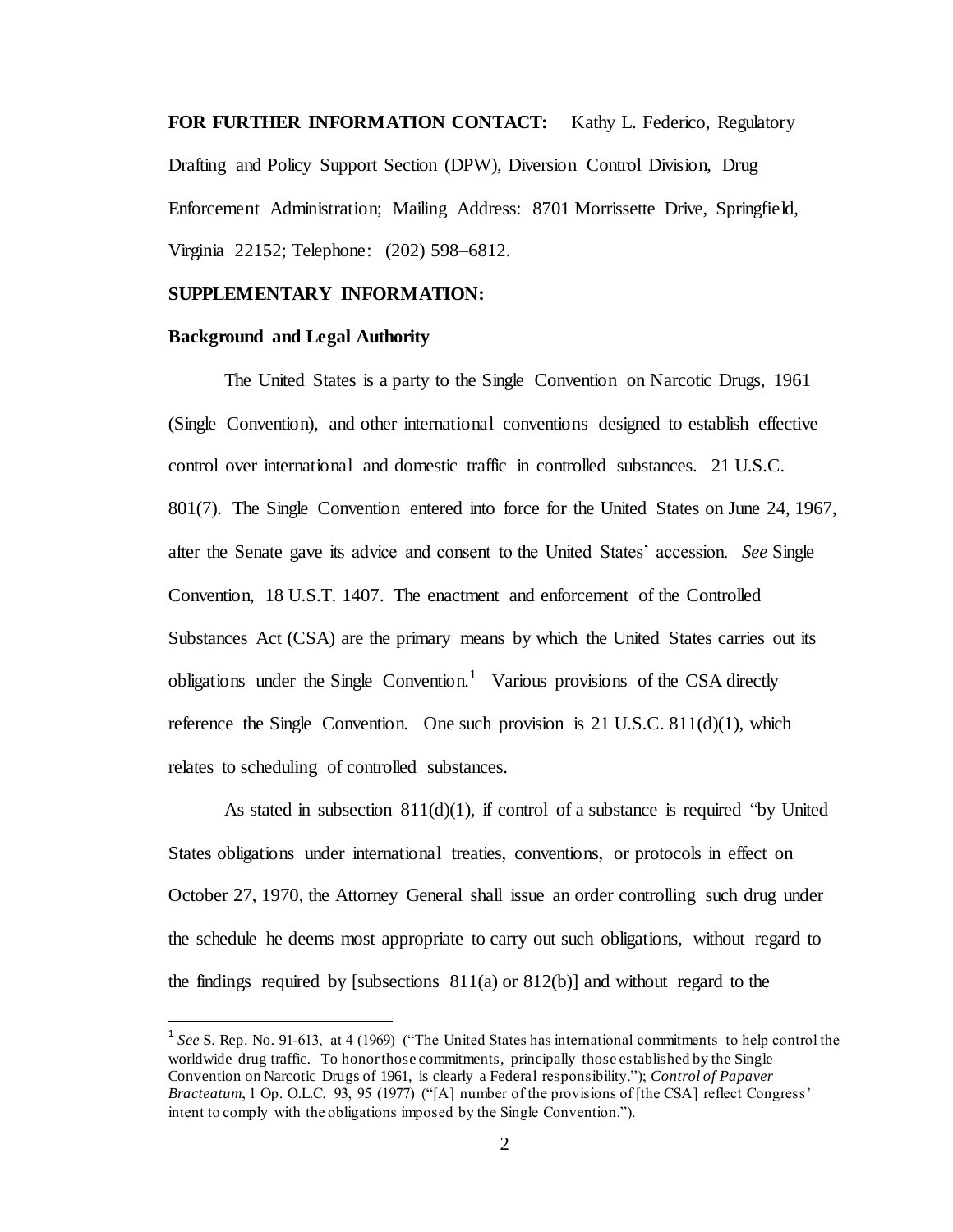**FOR FURTHER INFORMATION CONTACT:** Kathy L. Federico, Regulatory Drafting and Policy Support Section (DPW), Diversion Control Division, Drug Enforcement Administration; Mailing Address: 8701 Morrissette Drive, Springfield, Virginia 22152; Telephone: (202) 598–6812.

**SUPPLEMENTARY INFORMATION:**

**Background and Legal Authority**

The United States is a party to the Single Convention on Narcotic Drugs, 1961 (Single Convention), and other international conventions designed to establish effective control over international and domestic traffic in controlled substances. 21 U.S.C. 801(7). The Single Convention entered into force for the United States on June 24, 1967, after the Senate gave its advice and consent to the United States' accession. *See* Single Convention, 18 U.S.T. 1407. The enactment and enforcement of the Controlled Substances Act (CSA) are the primary means by which the United States carries out its obligations under the Single Convention.[1] Various provisions of the CSA directly reference the Single Convention. One such provision is 21 U.S.C. 811(d)(1), which relates to scheduling of controlled substances.

As stated in subsection 811(d)(1), if control of a substance is required "by United States obligations under international treaties, conventions, or protocols in effect on October 27, 1970, the Attorney General shall issue an order controlling such drug under the schedule he deems most appropriate to carry out such obligations, without regard to the findings required by [subsections 811(a) or 812(b)] and without regard to the

---

[1] *See* S. Rep. No. 91-613, at 4 (1969) ("The United States has international commitments to help control the worldwide drug traffic. To honor those commitments, principally those established by the Single Convention on Narcotic Drugs of 1961, is clearly a Federal responsibility."); *Control of Papaver Bracteatum*, 1 Op. O.L.C. 93, 95 (1977) ("[A] number of the provisions of [the CSA] reflect Congress' intent to comply with the obligations imposed by the Single Convention.").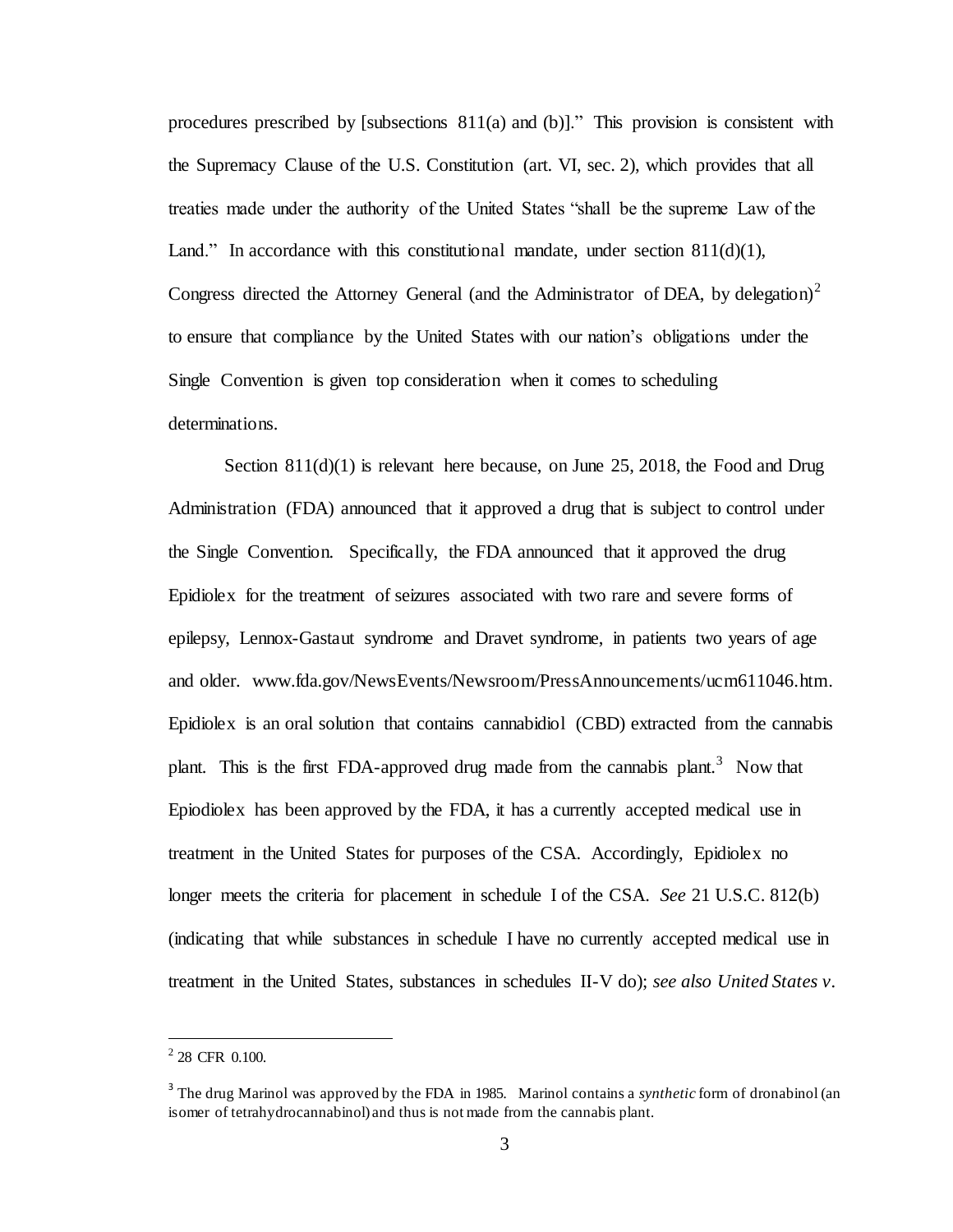procedures prescribed by [subsections 811(a) and (b)]." This provision is consistent with the Supremacy Clause of the U.S. Constitution (art. VI, sec. 2), which provides that all treaties made under the authority of the United States "shall be the supreme Law of the Land." In accordance with this constitutional mandate, under section 811(d)(1), Congress directed the Attorney General (and the Administrator of DEA, by delegation)[2] to ensure that compliance by the United States with our nation's obligations under the Single Convention is given top consideration when it comes to scheduling determinations.

Section 811(d)(1) is relevant here because, on June 25, 2018, the Food and Drug Administration (FDA) announced that it approved a drug that is subject to control under the Single Convention. Specifically, the FDA announced that it approved the drug Epidiolex for the treatment of seizures associated with two rare and severe forms of epilepsy, Lennox-Gastaut syndrome and Dravet syndrome, in patients two years of age and older. www.fda.gov/NewsEvents/Newsroom/PressAnnouncements/ucm611046.htm. Epidiolex is an oral solution that contains cannabidiol (CBD) extracted from the cannabis plant. This is the first FDA-approved drug made from the cannabis plant.[3] Now that Epiodiolex has been approved by the FDA, it has a currently accepted medical use in treatment in the United States for purposes of the CSA. Accordingly, Epidiolex no longer meets the criteria for placement in schedule I of the CSA. *See* 21 U.S.C. 812(b) (indicating that while substances in schedule I have no currently accepted medical use in treatment in the United States, substances in schedules II-V do); *see also United States v.*

---

[2] 28 CFR 0.100.

[3] The drug Marinol was approved by the FDA in 1985. Marinol contains a *synthetic* form of dronabinol (an isomer of tetrahydrocannabinol) and thus is not made from the cannabis plant.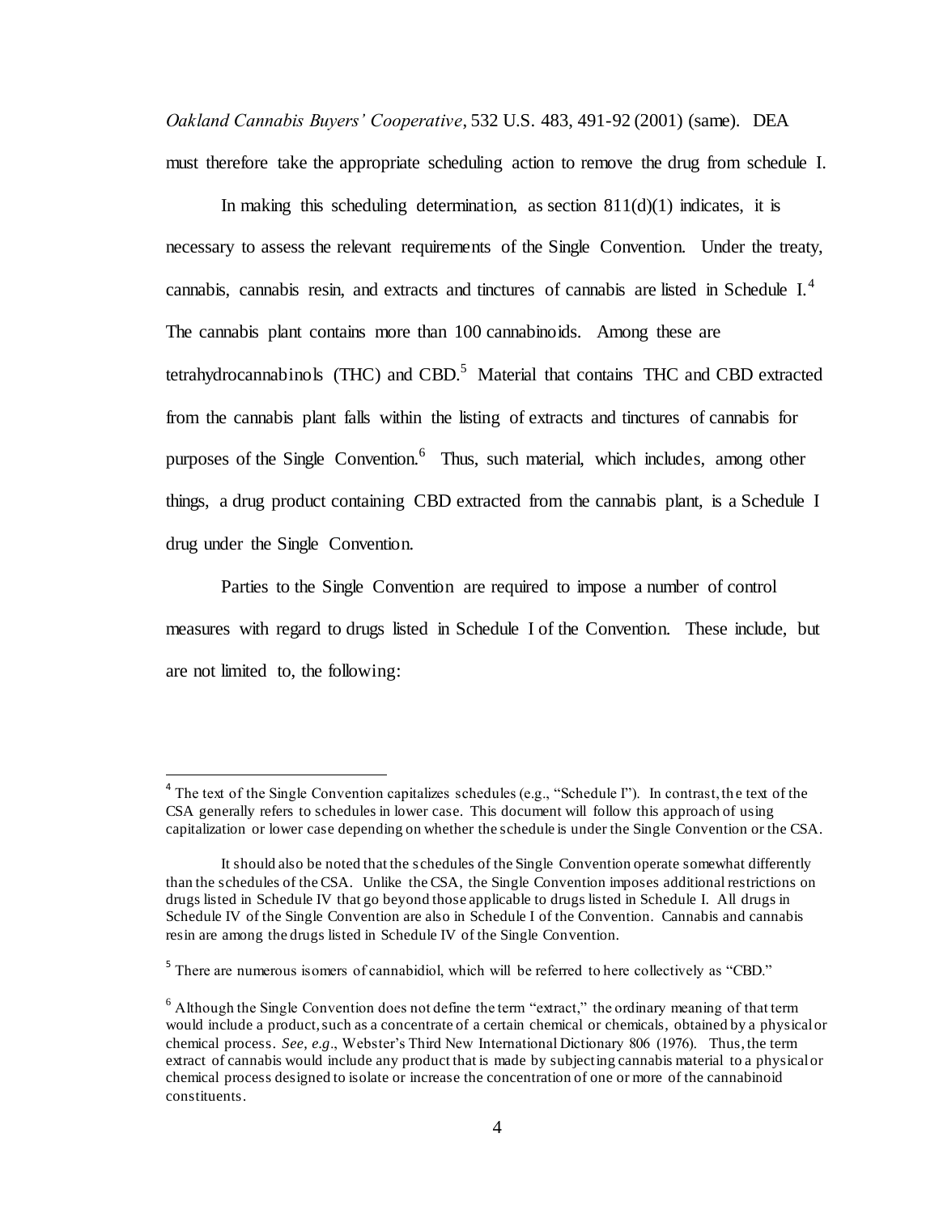*Oakland Cannabis Buyers' Cooperative*, 532 U.S. 483, 491-92 (2001) (same). DEA must therefore take the appropriate scheduling action to remove the drug from schedule I.

In making this scheduling determination, as section 811(d)(1) indicates, it is necessary to assess the relevant requirements of the Single Convention. Under the treaty, cannabis, cannabis resin, and extracts and tinctures of cannabis are listed in Schedule I.[4] The cannabis plant contains more than 100 cannabinoids. Among these are tetrahydrocannabinols (THC) and CBD.[5] Material that contains THC and CBD extracted from the cannabis plant falls within the listing of extracts and tinctures of cannabis for purposes of the Single Convention.[6] Thus, such material, which includes, among other things, a drug product containing CBD extracted from the cannabis plant, is a Schedule I drug under the Single Convention.

Parties to the Single Convention are required to impose a number of control measures with regard to drugs listed in Schedule I of the Convention. These include, but are not limited to, the following:

---

[4] The text of the Single Convention capitalizes schedules (e.g., "Schedule I"). In contrast, the text of the CSA generally refers to schedules in lower case. This document will follow this approach of using capitalization or lower case depending on whether the schedule is under the Single Convention or the CSA.

It should also be noted that the schedules of the Single Convention operate somewhat differently than the schedules of the CSA. Unlike the CSA, the Single Convention imposes additional restrictions on drugs listed in Schedule IV that go beyond those applicable to drugs listed in Schedule I. All drugs in Schedule IV of the Single Convention are also in Schedule I of the Convention. Cannabis and cannabis resin are among the drugs listed in Schedule IV of the Single Convention.

[5] There are numerous isomers of cannabidiol, which will be referred to here collectively as "CBD."

[6] Although the Single Convention does not define the term "extract," the ordinary meaning of that term would include a product, such as a concentrate of a certain chemical or chemicals, obtained by a physical or chemical process. *See, e.g*., Webster's Third New International Dictionary 806 (1976). Thus, the term extract of cannabis would include any product that is made by subjecting cannabis material to a physical or chemical process designed to isolate or increase the concentration of one or more of the cannabinoid constituents.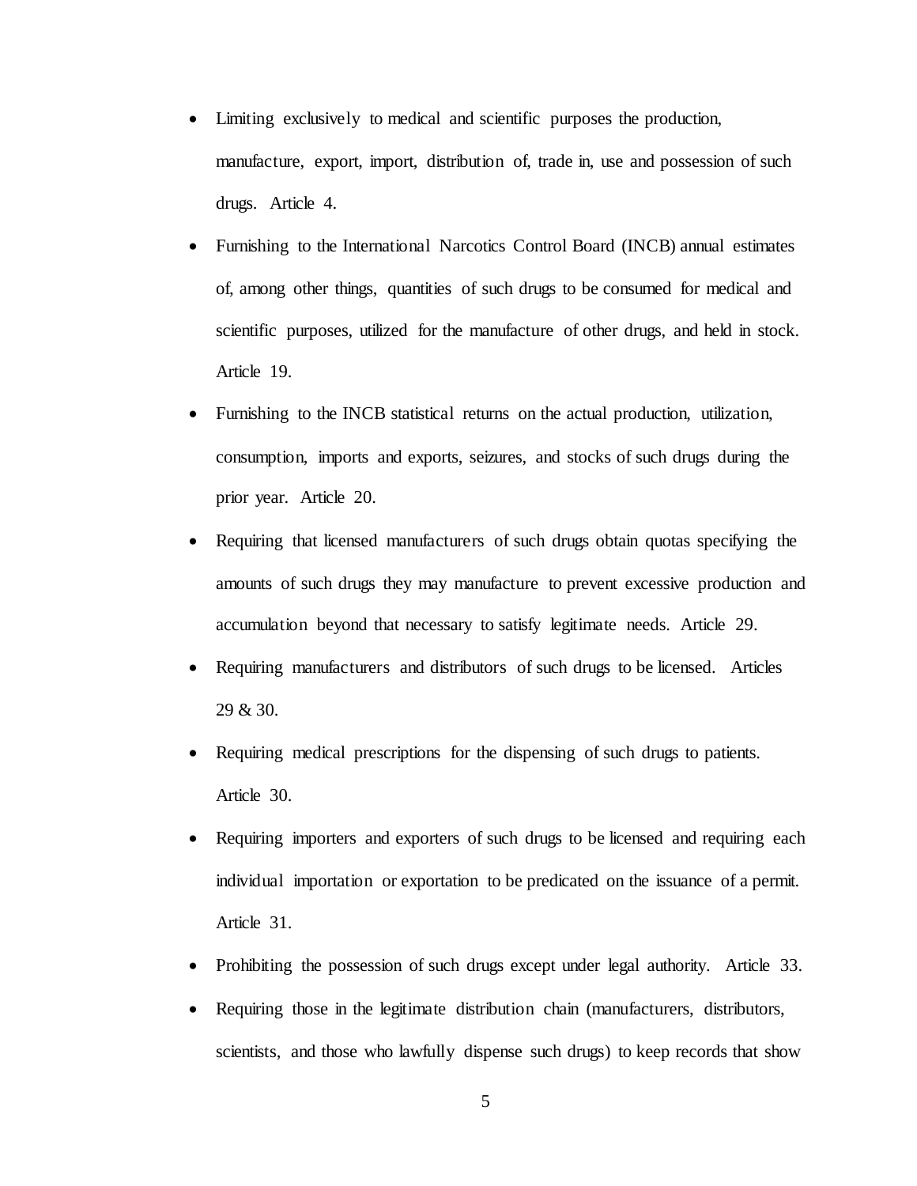- Limiting exclusively to medical and scientific purposes the production, manufacture, export, import, distribution of, trade in, use and possession of such drugs. Article 4.
- Furnishing to the International Narcotics Control Board (INCB) annual estimates of, among other things, quantities of such drugs to be consumed for medical and scientific purposes, utilized for the manufacture of other drugs, and held in stock. Article 19.
- Furnishing to the INCB statistical returns on the actual production, utilization, consumption, imports and exports, seizures, and stocks of such drugs during the prior year. Article 20.
- Requiring that licensed manufacturers of such drugs obtain quotas specifying the amounts of such drugs they may manufacture to prevent excessive production and accumulation beyond that necessary to satisfy legitimate needs. Article 29.
- Requiring manufacturers and distributors of such drugs to be licensed. Articles 29 & 30.
- Requiring medical prescriptions for the dispensing of such drugs to patients. Article 30.
- Requiring importers and exporters of such drugs to be licensed and requiring each individual importation or exportation to be predicated on the issuance of a permit. Article 31.
- Prohibiting the possession of such drugs except under legal authority. Article 33.
- Requiring those in the legitimate distribution chain (manufacturers, distributors, scientists, and those who lawfully dispense such drugs) to keep records that show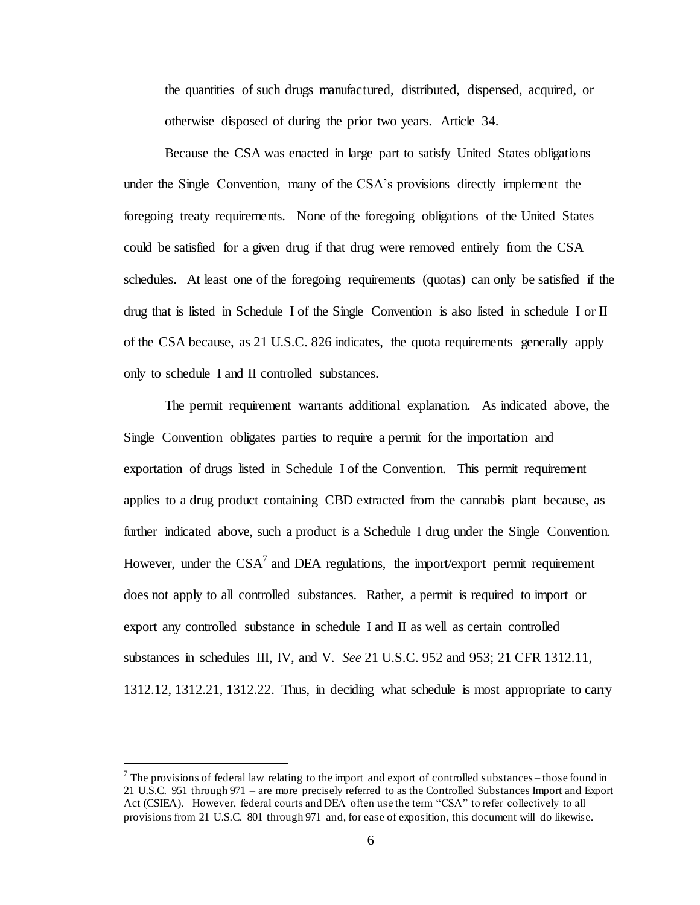the quantities of such drugs manufactured, distributed, dispensed, acquired, or otherwise disposed of during the prior two years. Article 34.

Because the CSA was enacted in large part to satisfy United States obligations under the Single Convention, many of the CSA's provisions directly implement the foregoing treaty requirements. None of the foregoing obligations of the United States could be satisfied for a given drug if that drug were removed entirely from the CSA schedules. At least one of the foregoing requirements (quotas) can only be satisfied if the drug that is listed in Schedule I of the Single Convention is also listed in schedule I or II of the CSA because, as 21 U.S.C. 826 indicates, the quota requirements generally apply only to schedule I and II controlled substances.

The permit requirement warrants additional explanation. As indicated above, the Single Convention obligates parties to require a permit for the importation and exportation of drugs listed in Schedule I of the Convention. This permit requirement applies to a drug product containing CBD extracted from the cannabis plant because, as further indicated above, such a product is a Schedule I drug under the Single Convention. However, under the CSA[7] and DEA regulations, the import/export permit requirement does not apply to all controlled substances. Rather, a permit is required to import or export any controlled substance in schedule I and II as well as certain controlled substances in schedules III, IV, and V. *See* 21 U.S.C. 952 and 953; 21 CFR 1312.11, 1312.12, 1312.21, 1312.22. Thus, in deciding what schedule is most appropriate to carry

---

[7] The provisions of federal law relating to the import and export of controlled substances – those found in 21 U.S.C. 951 through 971 – are more precisely referred to as the Controlled Substances Import and Export Act (CSIEA). However, federal courts and DEA often use the term "CSA" to refer collectively to all provisions from 21 U.S.C. 801 through 971 and, for ease of exposition, this document will do likewise.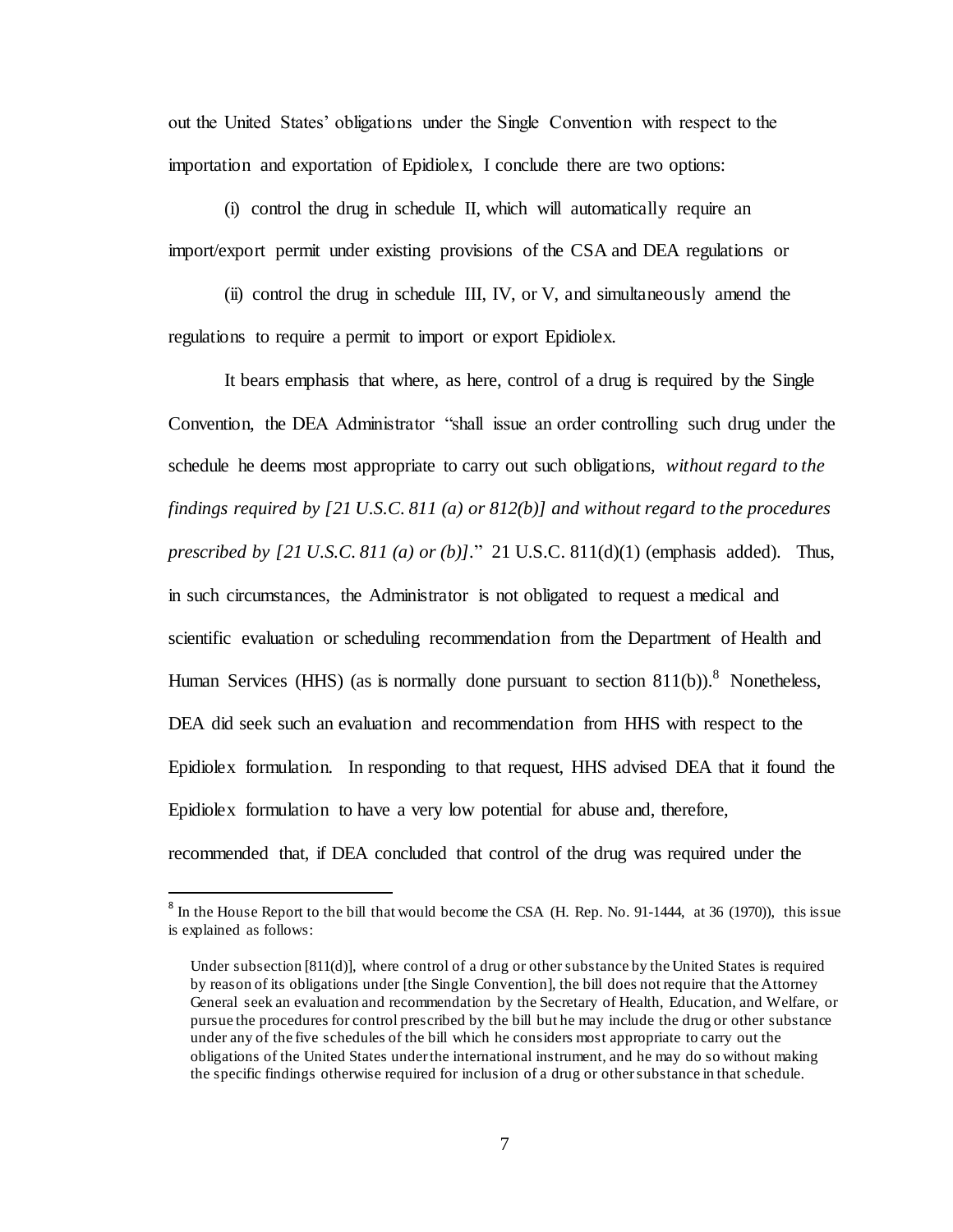out the United States' obligations under the Single Convention with respect to the importation and exportation of Epidiolex, I conclude there are two options:

(i) control the drug in schedule II, which will automatically require an import/export permit under existing provisions of the CSA and DEA regulations or

(ii) control the drug in schedule III, IV, or V, and simultaneously amend the regulations to require a permit to import or export Epidiolex.

It bears emphasis that where, as here, control of a drug is required by the Single Convention, the DEA Administrator "shall issue an order controlling such drug under the schedule he deems most appropriate to carry out such obligations, *without regard to the findings required by [21 U.S.C. 811 (a) or 812(b)] and without regard to the procedures prescribed by [21 U.S.C. 811 (a) or (b)]*." 21 U.S.C. 811(d)(1) (emphasis added). Thus, in such circumstances, the Administrator is not obligated to request a medical and scientific evaluation or scheduling recommendation from the Department of Health and Human Services (HHS) (as is normally done pursuant to section 811(b)).[8] Nonetheless, DEA did seek such an evaluation and recommendation from HHS with respect to the Epidiolex formulation. In responding to that request, HHS advised DEA that it found the Epidiolex formulation to have a very low potential for abuse and, therefore, recommended that, if DEA concluded that control of the drug was required under the

---

[8] In the House Report to the bill that would become the CSA (H. Rep. No. 91-1444, at 36 (1970)), this issue is explained as follows:

> Under subsection [811(d)], where control of a drug or other substance by the United States is required by reason of its obligations under [the Single Convention], the bill does not require that the Attorney General seek an evaluation and recommendation by the Secretary of Health, Education, and Welfare, or pursue the procedures for control prescribed by the bill but he may include the drug or other substance under any of the five schedules of the bill which he considers most appropriate to carry out the obligations of the United States under the international instrument, and he may do so without making the specific findings otherwise required for inclusion of a drug or other substance in that schedule.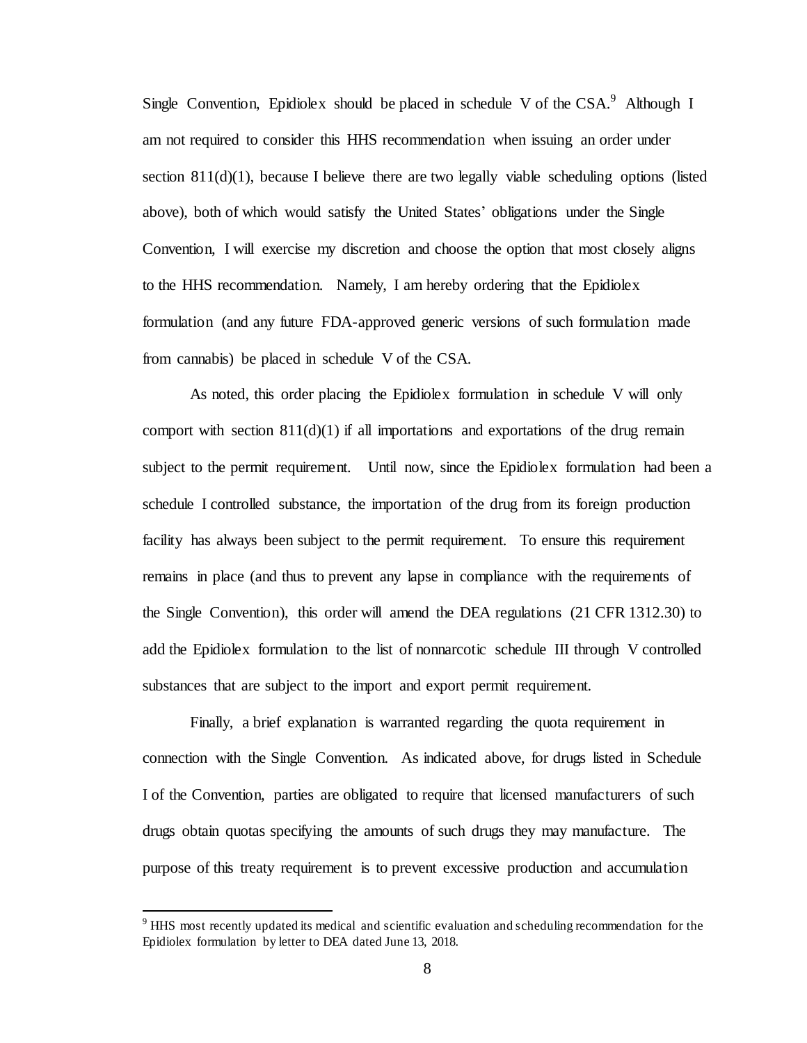Single Convention, Epidiolex should be placed in schedule V of the CSA.[9] Although I am not required to consider this HHS recommendation when issuing an order under section 811(d)(1), because I believe there are two legally viable scheduling options (listed above), both of which would satisfy the United States' obligations under the Single Convention, I will exercise my discretion and choose the option that most closely aligns to the HHS recommendation. Namely, I am hereby ordering that the Epidiolex formulation (and any future FDA-approved generic versions of such formulation made from cannabis) be placed in schedule V of the CSA.

As noted, this order placing the Epidiolex formulation in schedule V will only comport with section 811(d)(1) if all importations and exportations of the drug remain subject to the permit requirement. Until now, since the Epidiolex formulation had been a schedule I controlled substance, the importation of the drug from its foreign production facility has always been subject to the permit requirement. To ensure this requirement remains in place (and thus to prevent any lapse in compliance with the requirements of the Single Convention), this order will amend the DEA regulations (21 CFR 1312.30) to add the Epidiolex formulation to the list of nonnarcotic schedule III through V controlled substances that are subject to the import and export permit requirement.

Finally, a brief explanation is warranted regarding the quota requirement in connection with the Single Convention. As indicated above, for drugs listed in Schedule I of the Convention, parties are obligated to require that licensed manufacturers of such drugs obtain quotas specifying the amounts of such drugs they may manufacture. The purpose of this treaty requirement is to prevent excessive production and accumulation

[9] HHS most recently updated its medical and scientific evaluation and scheduling recommendation for the Epidiolex formulation by letter to DEA dated June 13, 2018.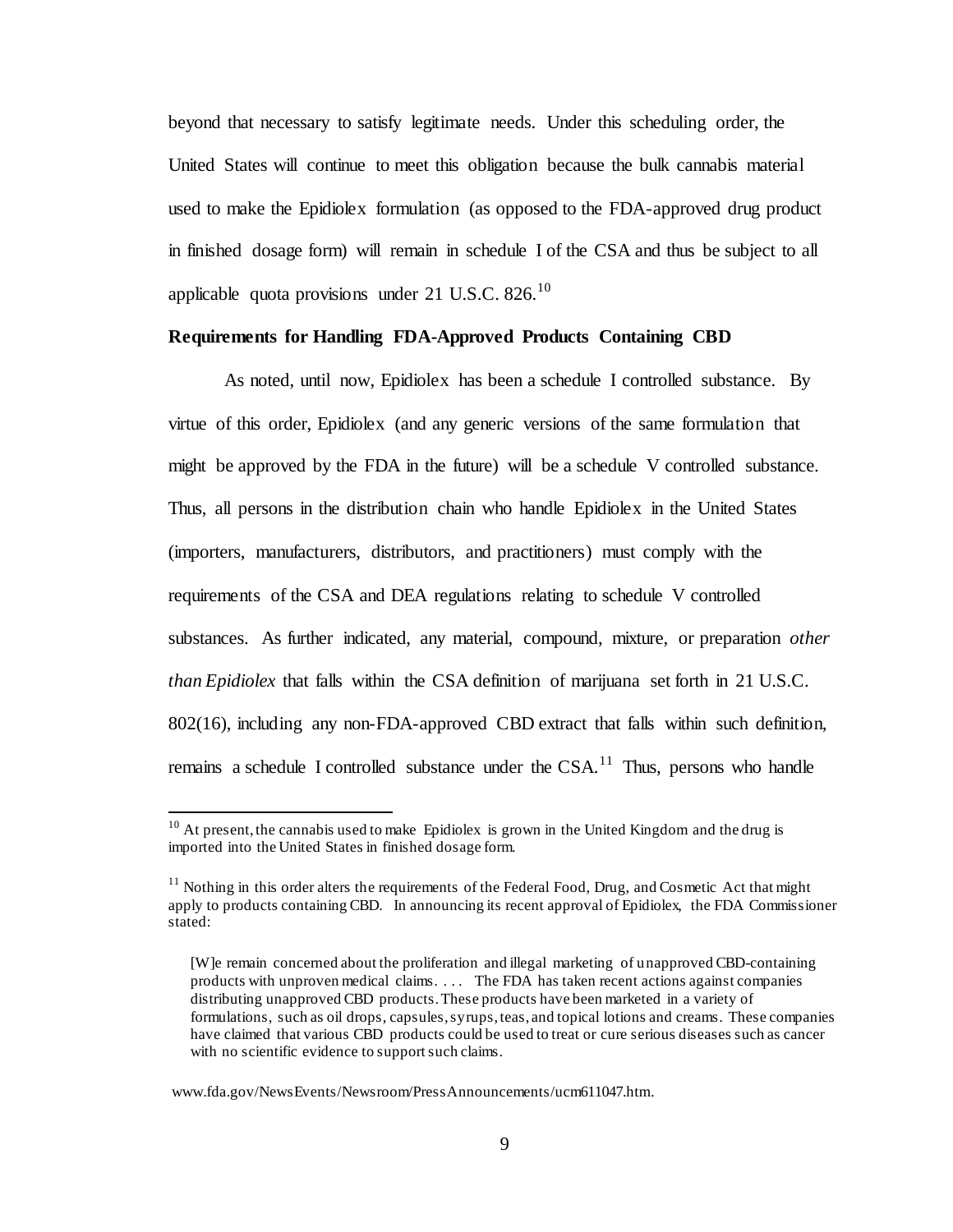beyond that necessary to satisfy legitimate needs. Under this scheduling order, the United States will continue to meet this obligation because the bulk cannabis material used to make the Epidiolex formulation (as opposed to the FDA-approved drug product in finished dosage form) will remain in schedule I of the CSA and thus be subject to all applicable quota provisions under 21 U.S.C. 826.[10]

**Requirements for Handling FDA-Approved Products Containing CBD**

As noted, until now, Epidiolex has been a schedule I controlled substance. By virtue of this order, Epidiolex (and any generic versions of the same formulation that might be approved by the FDA in the future) will be a schedule V controlled substance. Thus, all persons in the distribution chain who handle Epidiolex in the United States (importers, manufacturers, distributors, and practitioners) must comply with the requirements of the CSA and DEA regulations relating to schedule V controlled substances. As further indicated, any material, compound, mixture, or preparation *other than Epidiolex* that falls within the CSA definition of marijuana set forth in 21 U.S.C. 802(16), including any non-FDA-approved CBD extract that falls within such definition, remains a schedule I controlled substance under the CSA.[11] Thus, persons who handle

---

[10] At present, the cannabis used to make Epidiolex is grown in the United Kingdom and the drug is imported into the United States in finished dosage form.

[11] Nothing in this order alters the requirements of the Federal Food, Drug, and Cosmetic Act that might apply to products containing CBD. In announcing its recent approval of Epidiolex, the FDA Commissioner stated:

> [W]e remain concerned about the proliferation and illegal marketing of unapproved CBD-containing products with unproven medical claims. . . . The FDA has taken recent actions against companies distributing unapproved CBD products. These products have been marketed in a variety of formulations, such as oil drops, capsules, syrups, teas, and topical lotions and creams. These companies have claimed that various CBD products could be used to treat or cure serious diseases such as cancer with no scientific evidence to support such claims.

www.fda.gov/NewsEvents/Newsroom/PressAnnouncements/ucm611047.htm.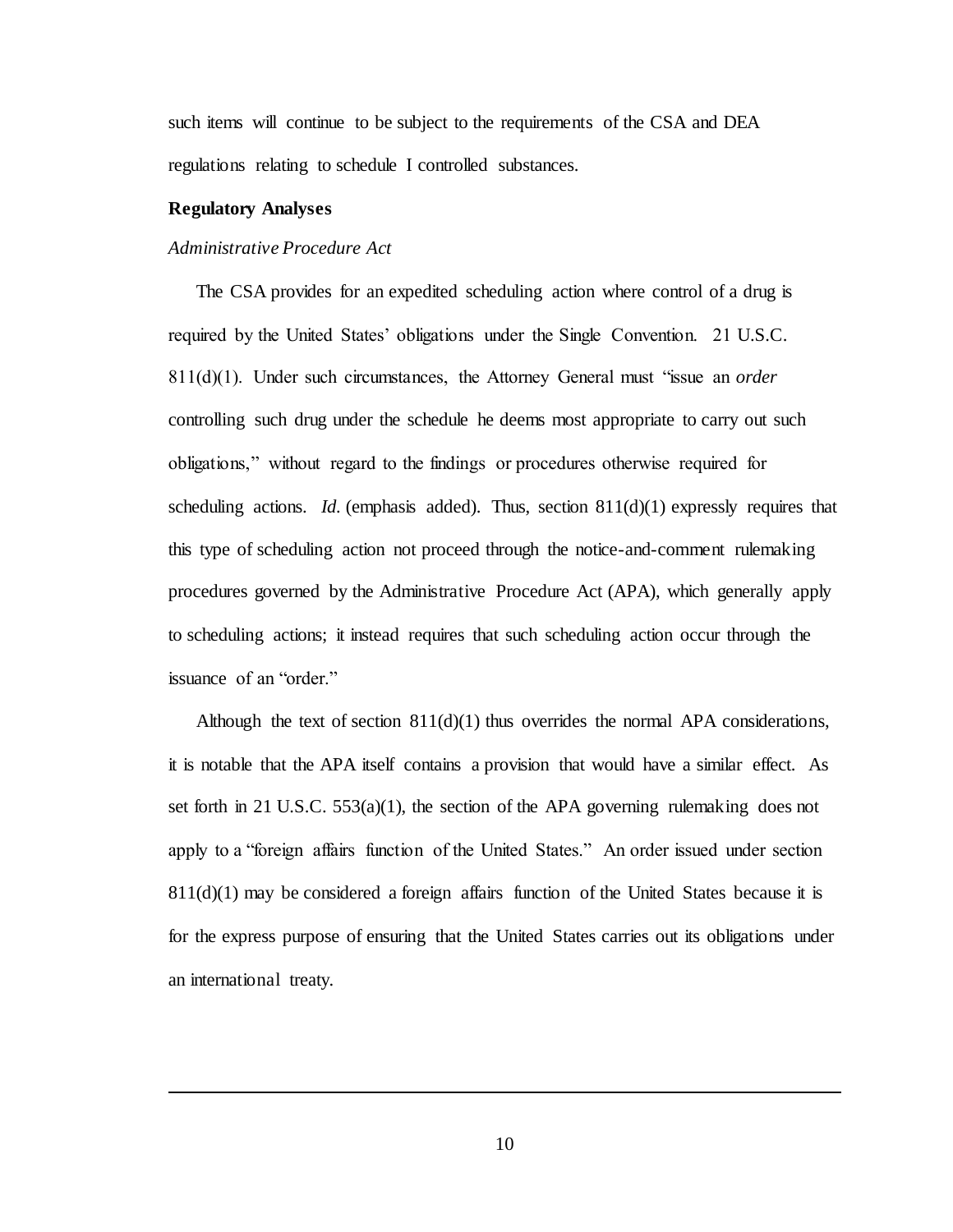such items will continue to be subject to the requirements of the CSA and DEA regulations relating to schedule I controlled substances.

**Regulatory Analyses**

*Administrative Procedure Act*

The CSA provides for an expedited scheduling action where control of a drug is required by the United States' obligations under the Single Convention. 21 U.S.C. 811(d)(1). Under such circumstances, the Attorney General must "issue an *order* controlling such drug under the schedule he deems most appropriate to carry out such obligations," without regard to the findings or procedures otherwise required for scheduling actions. *Id.* (emphasis added). Thus, section 811(d)(1) expressly requires that this type of scheduling action not proceed through the notice-and-comment rulemaking procedures governed by the Administrative Procedure Act (APA), which generally apply to scheduling actions; it instead requires that such scheduling action occur through the issuance of an "order."

Although the text of section 811(d)(1) thus overrides the normal APA considerations, it is notable that the APA itself contains a provision that would have a similar effect. As set forth in 21 U.S.C. 553(a)(1), the section of the APA governing rulemaking does not apply to a "foreign affairs function of the United States." An order issued under section 811(d)(1) may be considered a foreign affairs function of the United States because it is for the express purpose of ensuring that the United States carries out its obligations under an international treaty.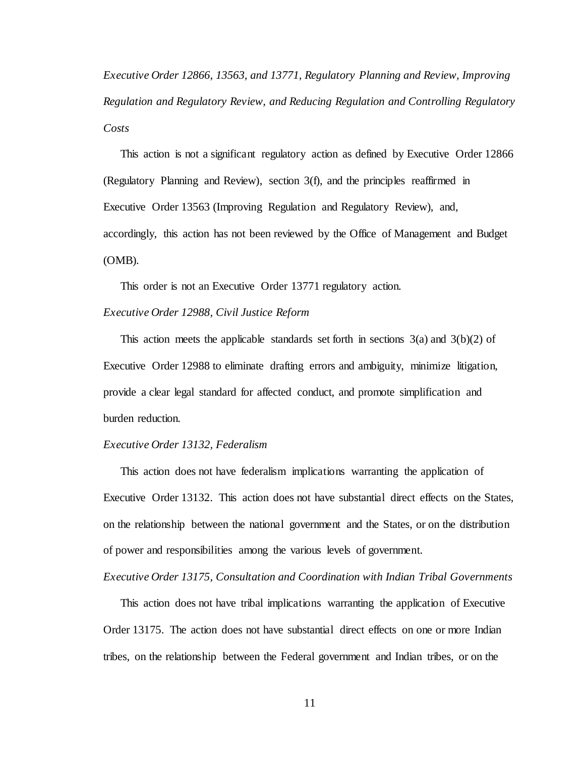*Executive Order 12866, 13563, and 13771, Regulatory Planning and Review, Improving Regulation and Regulatory Review, and Reducing Regulation and Controlling Regulatory Costs*

This action is not a significant regulatory action as defined by Executive Order 12866 (Regulatory Planning and Review), section 3(f), and the principles reaffirmed in Executive Order 13563 (Improving Regulation and Regulatory Review), and, accordingly, this action has not been reviewed by the Office of Management and Budget (OMB).

This order is not an Executive Order 13771 regulatory action.

*Executive Order 12988, Civil Justice Reform*

This action meets the applicable standards set forth in sections 3(a) and 3(b)(2) of Executive Order 12988 to eliminate drafting errors and ambiguity, minimize litigation, provide a clear legal standard for affected conduct, and promote simplification and burden reduction.

*Executive Order 13132, Federalism*

This action does not have federalism implications warranting the application of Executive Order 13132. This action does not have substantial direct effects on the States, on the relationship between the national government and the States, or on the distribution of power and responsibilities among the various levels of government.

*Executive Order 13175, Consultation and Coordination with Indian Tribal Governments*

This action does not have tribal implications warranting the application of Executive Order 13175. The action does not have substantial direct effects on one or more Indian tribes, on the relationship between the Federal government and Indian tribes, or on the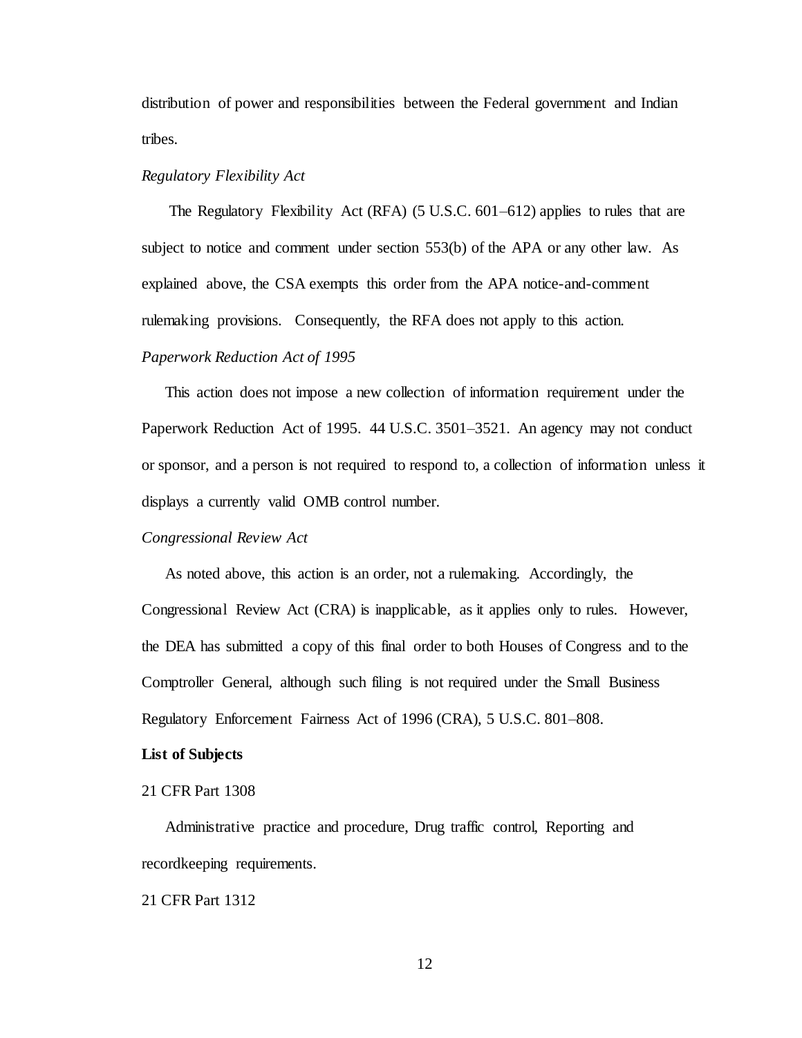distribution of power and responsibilities between the Federal government and Indian tribes.

*Regulatory Flexibility Act*

The Regulatory Flexibility Act (RFA) (5 U.S.C. 601–612) applies to rules that are subject to notice and comment under section 553(b) of the APA or any other law. As explained above, the CSA exempts this order from the APA notice-and-comment rulemaking provisions. Consequently, the RFA does not apply to this action.

*Paperwork Reduction Act of 1995*

This action does not impose a new collection of information requirement under the Paperwork Reduction Act of 1995. 44 U.S.C. 3501–3521. An agency may not conduct or sponsor, and a person is not required to respond to, a collection of information unless it displays a currently valid OMB control number.

*Congressional Review Act*

As noted above, this action is an order, not a rulemaking. Accordingly, the Congressional Review Act (CRA) is inapplicable, as it applies only to rules. However, the DEA has submitted a copy of this final order to both Houses of Congress and to the Comptroller General, although such filing is not required under the Small Business Regulatory Enforcement Fairness Act of 1996 (CRA), 5 U.S.C. 801–808.

**List of Subjects**

21 CFR Part 1308

Administrative practice and procedure, Drug traffic control, Reporting and recordkeeping requirements.

21 CFR Part 1312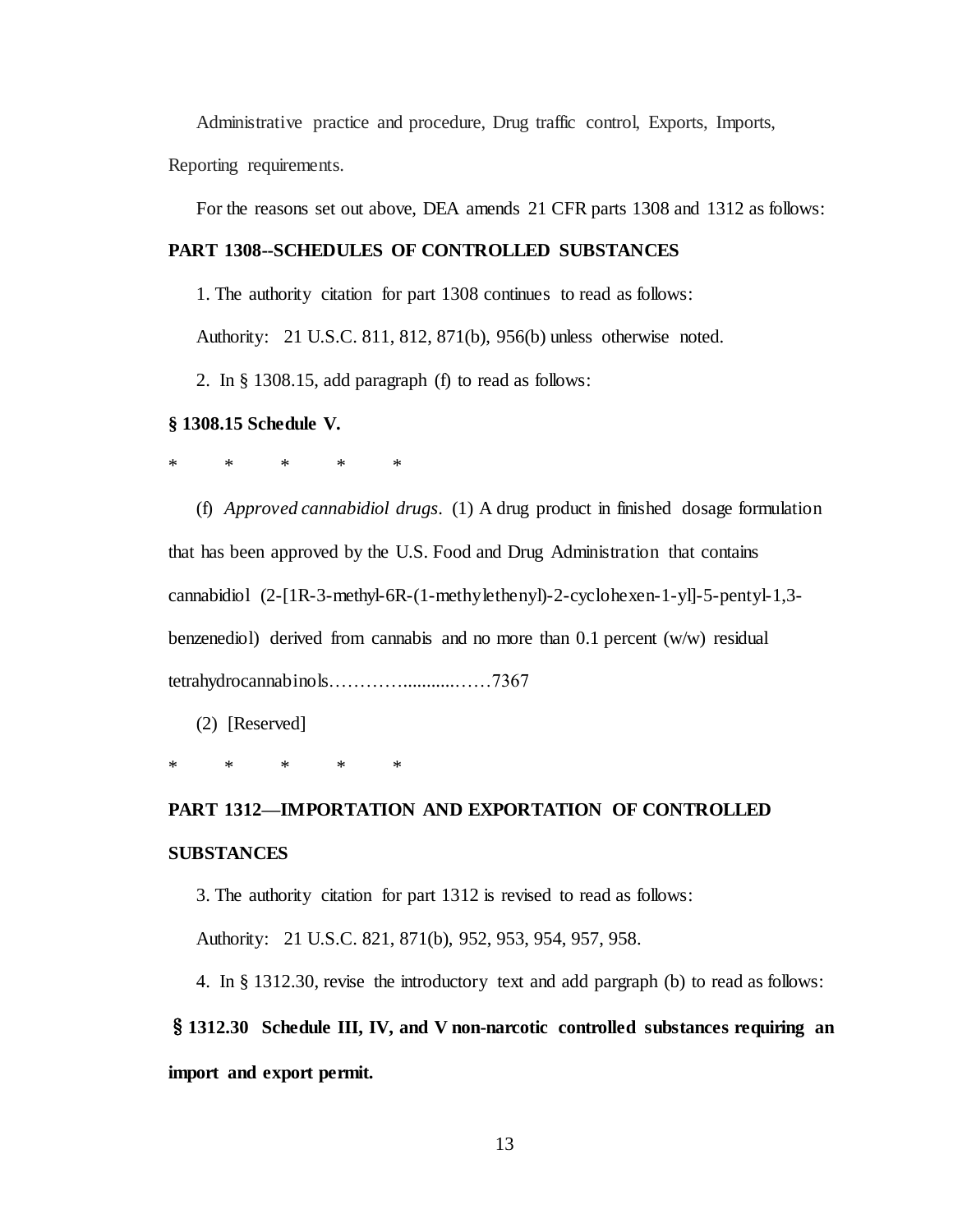Administrative practice and procedure, Drug traffic control, Exports, Imports, Reporting requirements.

For the reasons set out above, DEA amends 21 CFR parts 1308 and 1312 as follows:

**PART 1308--SCHEDULES OF CONTROLLED SUBSTANCES**

1. The authority citation for part 1308 continues to read as follows:

Authority: 21 U.S.C. 811, 812, 871(b), 956(b) unless otherwise noted.

2. In § 1308.15, add paragraph (f) to read as follows:

**§ 1308.15 Schedule V.**

\*     \*     \*     \*     \*

(f) *Approved cannabidiol drugs*. (1) A drug product in finished dosage formulation that has been approved by the U.S. Food and Drug Administration that contains cannabidiol (2-[1R-3-methyl-6R-(1-methylethenyl)-2-cyclohexen-1-yl]-5-pentyl-1,3-benzenediol) derived from cannabis and no more than 0.1 percent (w/w) residual tetrahydrocannabinols……………...........……7367

(2) [Reserved]

\*     \*     \*     \*     \*

**PART 1312—IMPORTATION AND EXPORTATION OF CONTROLLED SUBSTANCES**

3. The authority citation for part 1312 is revised to read as follows:

Authority: 21 U.S.C. 821, 871(b), 952, 953, 954, 957, 958.

4. In § 1312.30, revise the introductory text and add pargraph (b) to read as follows:

**§ 1312.30 Schedule III, IV, and V non-narcotic controlled substances requiring an import and export permit.**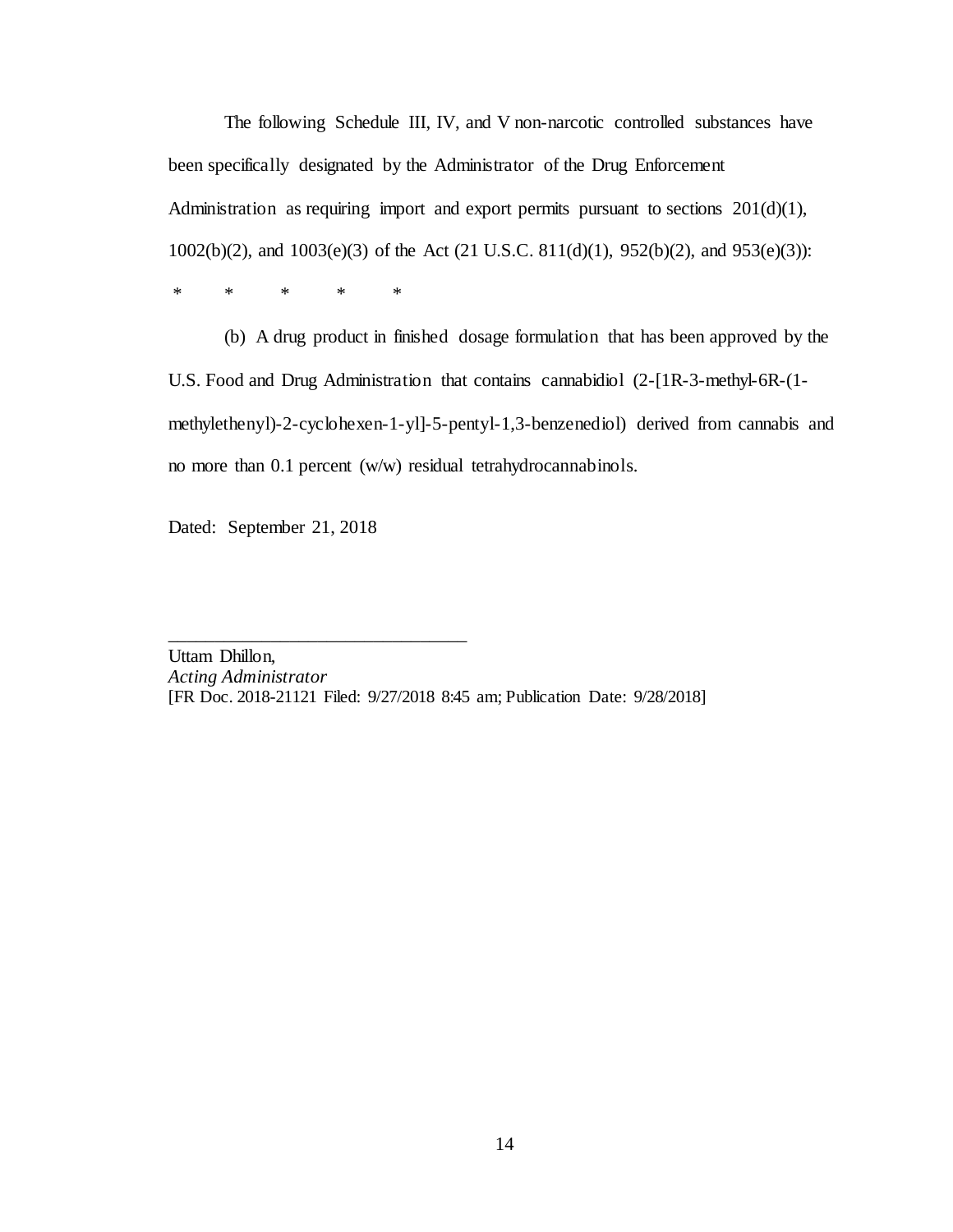The following Schedule III, IV, and V non-narcotic controlled substances have been specifically designated by the Administrator of the Drug Enforcement Administration as requiring import and export permits pursuant to sections 201(d)(1), 1002(b)(2), and 1003(e)(3) of the Act (21 U.S.C. 811(d)(1), 952(b)(2), and 953(e)(3)):

\*     \*     \*     \*     \*

(b) A drug product in finished dosage formulation that has been approved by the U.S. Food and Drug Administration that contains cannabidiol (2-[1R-3-methyl-6R-(1-methylethenyl)-2-cyclohexen-1-yl]-5-pentyl-1,3-benzenediol) derived from cannabis and no more than 0.1 percent (w/w) residual tetrahydrocannabinols.

Dated: September 21, 2018

\_\_\_\_\_\_\_\_\_\_\_\_\_\_\_\_\_\_\_\_\_\_\_\_\_\_\_\_\_\_\_\_

Uttam Dhillon,

*Acting Administrator*

[FR Doc. 2018-21121 Filed: 9/27/2018 8:45 am; Publication Date: 9/28/2018]